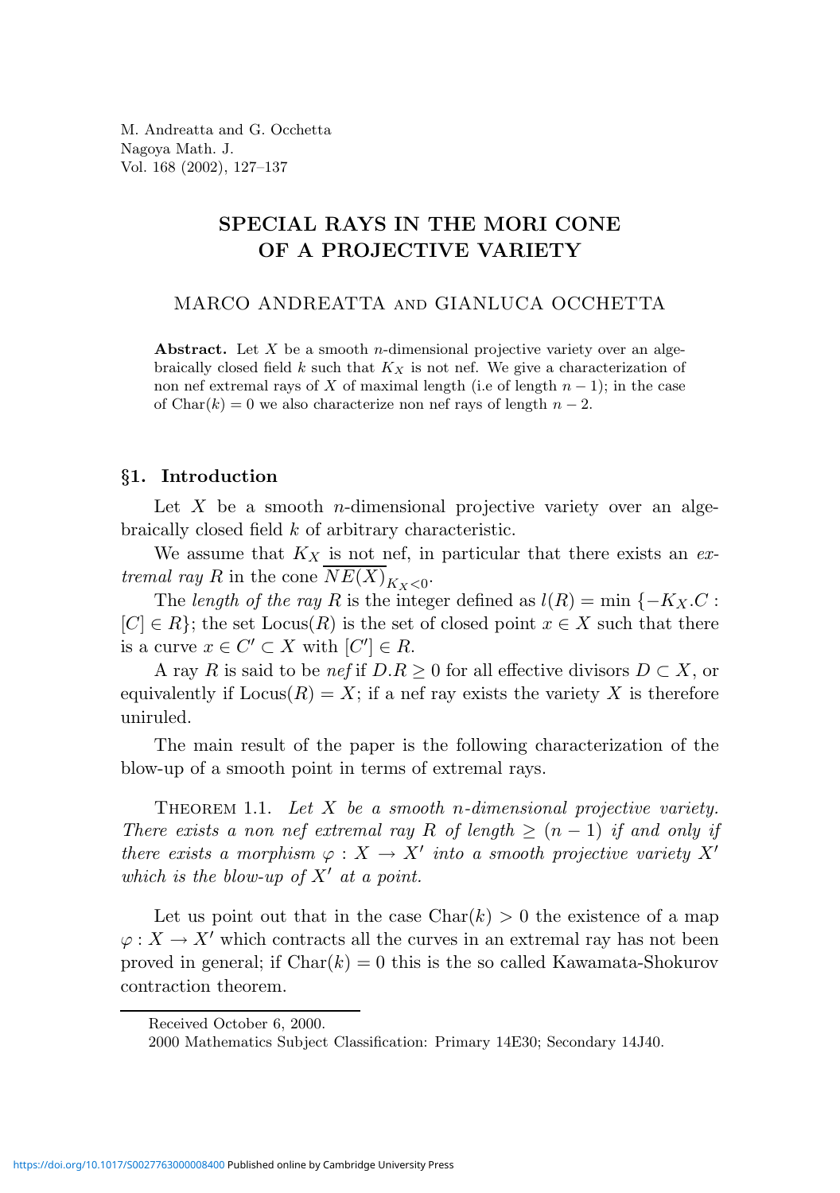M. Andreatta and G. Occhetta
Nagoya Math. J.
Vol. 168 (2002), 127–137

# SPECIAL RAYS IN THE MORI CONE OF A PROJECTIVE VARIETY

MARCO ANDREATTA and GIANLUCA OCCHETTA

**Abstract.** Let $X$ be a smooth $n$-dimensional projective variety over an algebraically closed field $k$ such that $K_X$ is not nef. We give a characterization of non nef extremal rays of $X$ of maximal length (i.e of length $n-1$); in the case of $\mathrm{Char}(k) = 0$ we also characterize non nef rays of length $n-2$.

## §1. Introduction

Let $X$ be a smooth $n$-dimensional projective variety over an algebraically closed field $k$ of arbitrary characteristic.

We assume that $K_X$ is not nef, in particular that there exists an *extremal ray* $R$ in the cone $\overline{NE(X)}_{K_X<0}$.

The *length of the ray* $R$ is the integer defined as $l(R) = \min\{-K_X.C : [C] \in R\}$; the set $\mathrm{Locus}(R)$ is the set of closed point $x \in X$ such that there is a curve $x \in C' \subset X$ with $[C'] \in R$.

A ray $R$ is said to be *nef* if $D.R \geq 0$ for all effective divisors $D \subset X$, or equivalently if $\mathrm{Locus}(R) = X$; if a nef ray exists the variety $X$ is therefore uniruled.

The main result of the paper is the following characterization of the blow-up of a smooth point in terms of extremal rays.

Theorem 1.1. *Let $X$ be a smooth $n$-dimensional projective variety. There exists a non nef extremal ray $R$ of length $\geq (n-1)$ if and only if there exists a morphism $\varphi : X \to X'$ into a smooth projective variety $X'$ which is the blow-up of $X'$ at a point.*

Let us point out that in the case $\mathrm{Char}(k) > 0$ the existence of a map $\varphi : X \to X'$ which contracts all the curves in an extremal ray has not been proved in general; if $\mathrm{Char}(k) = 0$ this is the so called Kawamata-Shokurov contraction theorem.

Received October 6, 2000.
2000 Mathematics Subject Classification: Primary 14E30; Secondary 14J40.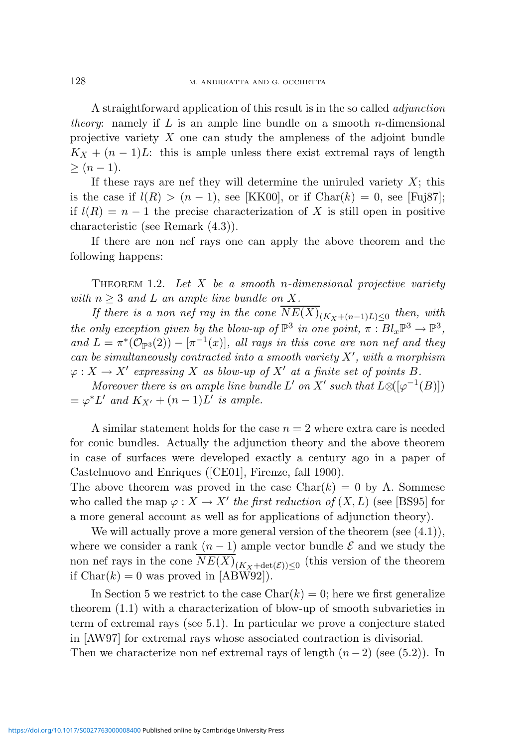A straightforward application of this result is in the so called *adjunction theory*: namely if $L$ is an ample line bundle on a smooth $n$-dimensional projective variety $X$ one can study the ampleness of the adjoint bundle $K_X + (n-1)L$: this is ample unless there exist extremal rays of length $\geq (n-1)$.

If these rays are nef they will determine the uniruled variety $X$; this is the case if $l(R) > (n-1)$, see [KK00], or if $\mathrm{Char}(k) = 0$, see [Fuj87]; if $l(R) = n-1$ the precise characterization of $X$ is still open in positive characteristic (see Remark (4.3)).

If there are non nef rays one can apply the above theorem and the following happens:

Theorem 1.2. *Let $X$ be a smooth $n$-dimensional projective variety with $n \geq 3$ and $L$ an ample line bundle on $X$.*

*If there is a non nef ray in the cone $\overline{NE(X)}_{(K_X+(n-1)L)\leq 0}$ then, with the only exception given by the blow-up of $\mathbb{P}^3$ in one point, $\pi : Bl_x\mathbb{P}^3 \to \mathbb{P}^3$, and $L = \pi^*(\mathcal{O}_{\mathbb{P}^3}(2)) - [\pi^{-1}(x)]$, all rays in this cone are non nef and they can be simultaneously contracted into a smooth variety $X'$, with a morphism $\varphi : X \to X'$ expressing $X$ as blow-up of $X'$ at a finite set of points $B$.*

*Moreover there is an ample line bundle $L'$ on $X'$ such that $L \otimes ([\varphi^{-1}(B)]) = \varphi^* L'$ and $K_{X'} + (n-1)L'$ is ample.*

A similar statement holds for the case $n = 2$ where extra care is needed for conic bundles. Actually the adjunction theory and the above theorem in case of surfaces were developed exactly a century ago in a paper of Castelnuovo and Enriques ([CE01], Firenze, fall 1900).
The above theorem was proved in the case $\mathrm{Char}(k) = 0$ by A. Sommese who called the map $\varphi : X \to X'$ *the first reduction of* $(X, L)$ (see [BS95] for a more general account as well as for applications of adjunction theory).

We will actually prove a more general version of the theorem (see (4.1)), where we consider a rank $(n-1)$ ample vector bundle $\mathcal{E}$ and we study the non nef rays in the cone $\overline{NE(X)}_{(K_X+\det(\mathcal{E}))\leq 0}$ (this version of the theorem if $\mathrm{Char}(k) = 0$ was proved in [ABW92]).

In Section 5 we restrict to the case $\mathrm{Char}(k) = 0$; here we first generalize theorem (1.1) with a characterization of blow-up of smooth subvarieties in term of extremal rays (see 5.1). In particular we prove a conjecture stated in [AW97] for extremal rays whose associated contraction is divisorial.
Then we characterize non nef extremal rays of length $(n-2)$ (see (5.2)). In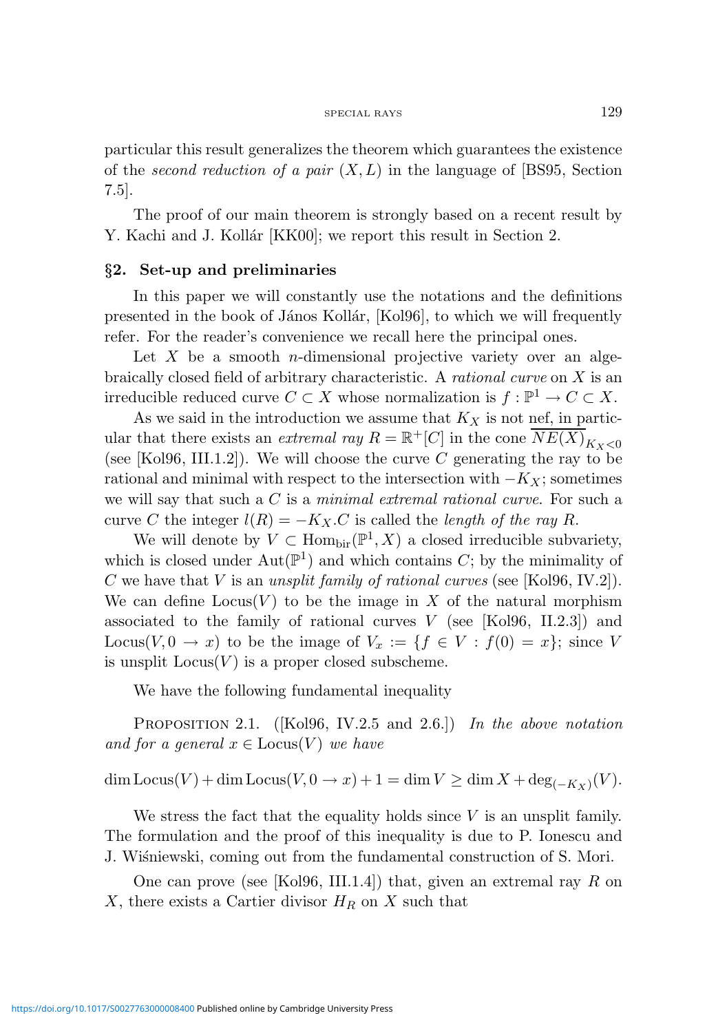particular this result generalizes the theorem which guarantees the existence of the *second reduction of a pair* $(X, L)$ in the language of [BS95, Section 7.5].

The proof of our main theorem is strongly based on a recent result by Y. Kachi and J. Kollár [KK00]; we report this result in Section 2.

## §2. Set-up and preliminaries

In this paper we will constantly use the notations and the definitions presented in the book of János Kollár, [Kol96], to which we will frequently refer. For the reader's convenience we recall here the principal ones.

Let $X$ be a smooth $n$-dimensional projective variety over an algebraically closed field of arbitrary characteristic. A *rational curve* on $X$ is an irreducible reduced curve $C \subset X$ whose normalization is $f : \mathbb{P}^1 \to C \subset X$.

As we said in the introduction we assume that $K_X$ is not nef, in particular that there exists an *extremal ray* $R = \mathbb{R}^+[C]$ in the cone $\overline{NE(X)}_{K_X<0}$ (see [Kol96, III.1.2]). We will choose the curve $C$ generating the ray to be rational and minimal with respect to the intersection with $-K_X$; sometimes we will say that such a $C$ is a *minimal extremal rational curve*. For such a curve $C$ the integer $l(R) = -K_X.C$ is called the *length of the ray* $R$.

We will denote by $V \subset \mathrm{Hom}_{\mathrm{bir}}(\mathbb{P}^1, X)$ a closed irreducible subvariety, which is closed under $\mathrm{Aut}(\mathbb{P}^1)$ and which contains $C$; by the minimality of $C$ we have that $V$ is an *unsplit family of rational curves* (see [Kol96, IV.2]). We can define $\mathrm{Locus}(V)$ to be the image in $X$ of the natural morphism associated to the family of rational curves $V$ (see [Kol96, II.2.3]) and $\mathrm{Locus}(V, 0 \to x)$ to be the image of $V_x := \{f \in V : f(0) = x\}$; since $V$ is unsplit $\mathrm{Locus}(V)$ is a proper closed subscheme.

We have the following fundamental inequality

Proposition 2.1. ([Kol96, IV.2.5 and 2.6.]) *In the above notation and for a general $x \in \mathrm{Locus}(V)$ we have*

$$\dim \mathrm{Locus}(V) + \dim \mathrm{Locus}(V, 0 \to x) + 1 = \dim V \geq \dim X + \deg_{(-K_X)}(V).$$

We stress the fact that the equality holds since $V$ is an unsplit family. The formulation and the proof of this inequality is due to P. Ionescu and J. Wiśniewski, coming out from the fundamental construction of S. Mori.

One can prove (see [Kol96, III.1.4]) that, given an extremal ray $R$ on $X$, there exists a Cartier divisor $H_R$ on $X$ such that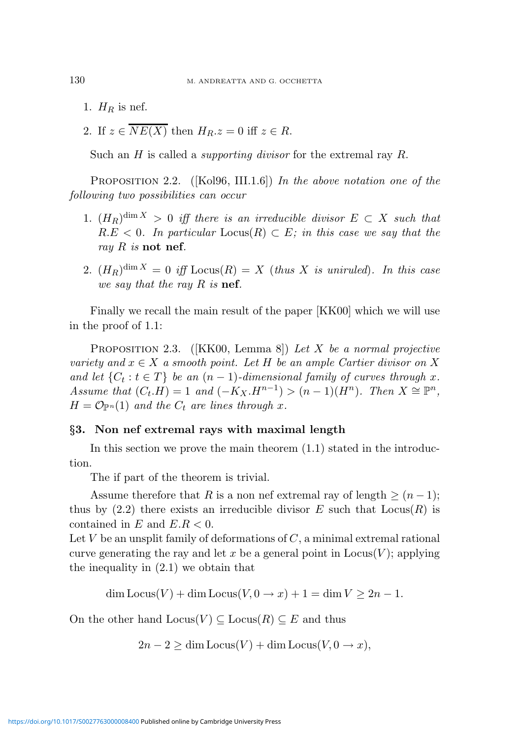1. $H_R$ is nef.
2. If $z \in \overline{NE(X)}$ then $H_R.z = 0$ iff $z \in R$.

Such an $H$ is called a *supporting divisor* for the extremal ray $R$.

Proposition 2.2. ([Kol96, III.1.6]) *In the above notation one of the following two possibilities can occur*

1. $(H_R)^{\dim X} > 0$ *iff there is an irreducible divisor* $E \subset X$ *such that* $R.E < 0$*. In particular* $\text{Locus}(R) \subset E$*; in this case we say that the ray* $R$ *is* **not nef***.*
2. $(H_R)^{\dim X} = 0$ *iff* $\text{Locus}(R) = X$ *(thus* $X$ *is uniruled). In this case we say that the ray* $R$ *is* **nef***.*

Finally we recall the main result of the paper [KK00] which we will use in the proof of 1.1:

Proposition 2.3. ([KK00, Lemma 8]) *Let* $X$ *be a normal projective variety and* $x \in X$ *a smooth point. Let* $H$ *be an ample Cartier divisor on* $X$ *and let* $\{C_t : t \in T\}$ *be an* $(n-1)$*-dimensional family of curves through* $x$*. Assume that* $(C_t.H) = 1$ *and* $(-K_X.H^{n-1}) > (n-1)(H^n)$*. Then* $X \cong \mathbb{P}^n$*,* $H = \mathcal{O}_{\mathbb{P}^n}(1)$ *and the* $C_t$ *are lines through* $x$*.*

## §3. Non nef extremal rays with maximal length

In this section we prove the main theorem (1.1) stated in the introduction.

The if part of the theorem is trivial.

Assume therefore that $R$ is a non nef extremal ray of length $\geq (n-1)$; thus by (2.2) there exists an irreducible divisor $E$ such that $\text{Locus}(R)$ is contained in $E$ and $E.R < 0$.
Let $V$ be an unsplit family of deformations of $C$, a minimal extremal rational curve generating the ray and let $x$ be a general point in $\text{Locus}(V)$; applying the inequality in (2.1) we obtain that

$$\dim \text{Locus}(V) + \dim \text{Locus}(V, 0 \to x) + 1 = \dim V \geq 2n - 1.$$

On the other hand $\text{Locus}(V) \subseteq \text{Locus}(R) \subseteq E$ and thus

$$2n - 2 \geq \dim \text{Locus}(V) + \dim \text{Locus}(V, 0 \to x),$$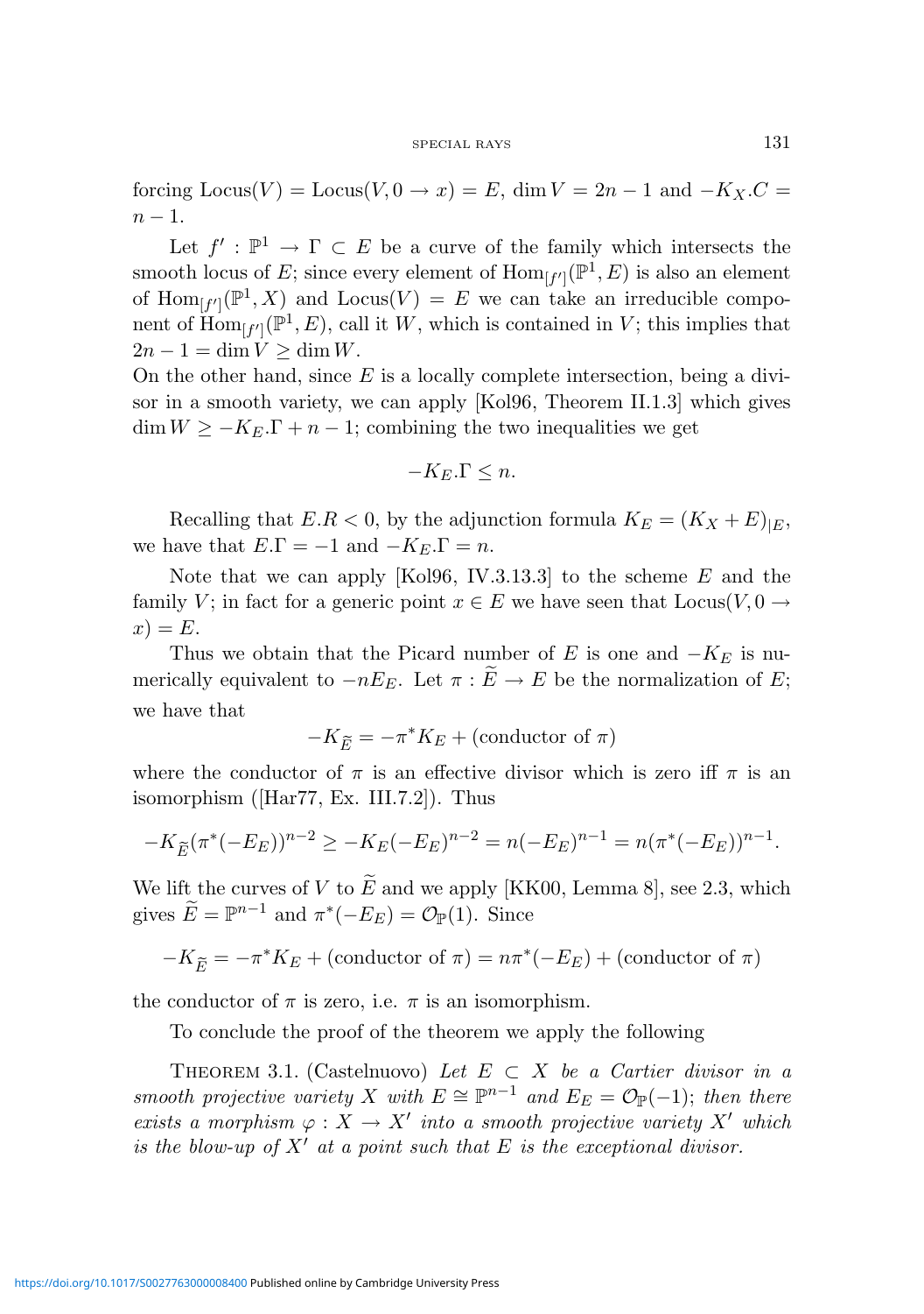forcing $\mathrm{Locus}(V) = \mathrm{Locus}(V, 0 \to x) = E$, $\dim V = 2n-1$ and $-K_X.C = n-1$.

Let $f' : \mathbb{P}^1 \to \Gamma \subset E$ be a curve of the family which intersects the smooth locus of $E$; since every element of $\mathrm{Hom}_{[f']}(\mathbb{P}^1, E)$ is also an element of $\mathrm{Hom}_{[f']}(\mathbb{P}^1, X)$ and $\mathrm{Locus}(V) = E$ we can take an irreducible component of $\mathrm{Hom}_{[f']}(\mathbb{P}^1, E)$, call it $W$, which is contained in $V$; this implies that $2n-1 = \dim V \geq \dim W$.
On the other hand, since $E$ is a locally complete intersection, being a divisor in a smooth variety, we can apply [Kol96, Theorem II.1.3] which gives $\dim W \geq -K_E.\Gamma + n - 1$; combining the two inequalities we get

$$-K_E.\Gamma \leq n.$$

Recalling that $E.R < 0$, by the adjunction formula $K_E = (K_X + E)_{|E}$, we have that $E.\Gamma = -1$ and $-K_E.\Gamma = n$.

Note that we can apply [Kol96, IV.3.13.3] to the scheme $E$ and the family $V$; in fact for a generic point $x \in E$ we have seen that $\mathrm{Locus}(V, 0 \to x) = E$.

Thus we obtain that the Picard number of $E$ is one and $-K_E$ is numerically equivalent to $-nE_E$. Let $\pi : \widetilde{E} \to E$ be the normalization of $E$; we have that

$$-K_{\widetilde{E}} = -\pi^* K_E + (\text{conductor of } \pi)$$

where the conductor of $\pi$ is an effective divisor which is zero iff $\pi$ is an isomorphism ([Har77, Ex. III.7.2]). Thus

$$-K_{\widetilde{E}}(\pi^*(-E_E))^{n-2} \geq -K_E(-E_E)^{n-2} = n(-E_E)^{n-1} = n(\pi^*(-E_E))^{n-1}.$$

We lift the curves of $V$ to $\widetilde{E}$ and we apply [KK00, Lemma 8], see 2.3, which gives $\widetilde{E} = \mathbb{P}^{n-1}$ and $\pi^*(-E_E) = \mathcal{O}_{\mathbb{P}}(1)$. Since

$$-K_{\widetilde{E}} = -\pi^* K_E + (\text{conductor of } \pi) = n\pi^*(-E_E) + (\text{conductor of } \pi)$$

the conductor of $\pi$ is zero, i.e. $\pi$ is an isomorphism.

To conclude the proof of the theorem we apply the following

Theorem 3.1. (Castelnuovo) *Let $E \subset X$ be a Cartier divisor in a smooth projective variety $X$ with $E \cong \mathbb{P}^{n-1}$ and $E_E = \mathcal{O}_{\mathbb{P}}(-1)$; then there exists a morphism $\varphi : X \to X'$ into a smooth projective variety $X'$ which is the blow-up of $X'$ at a point such that $E$ is the exceptional divisor.*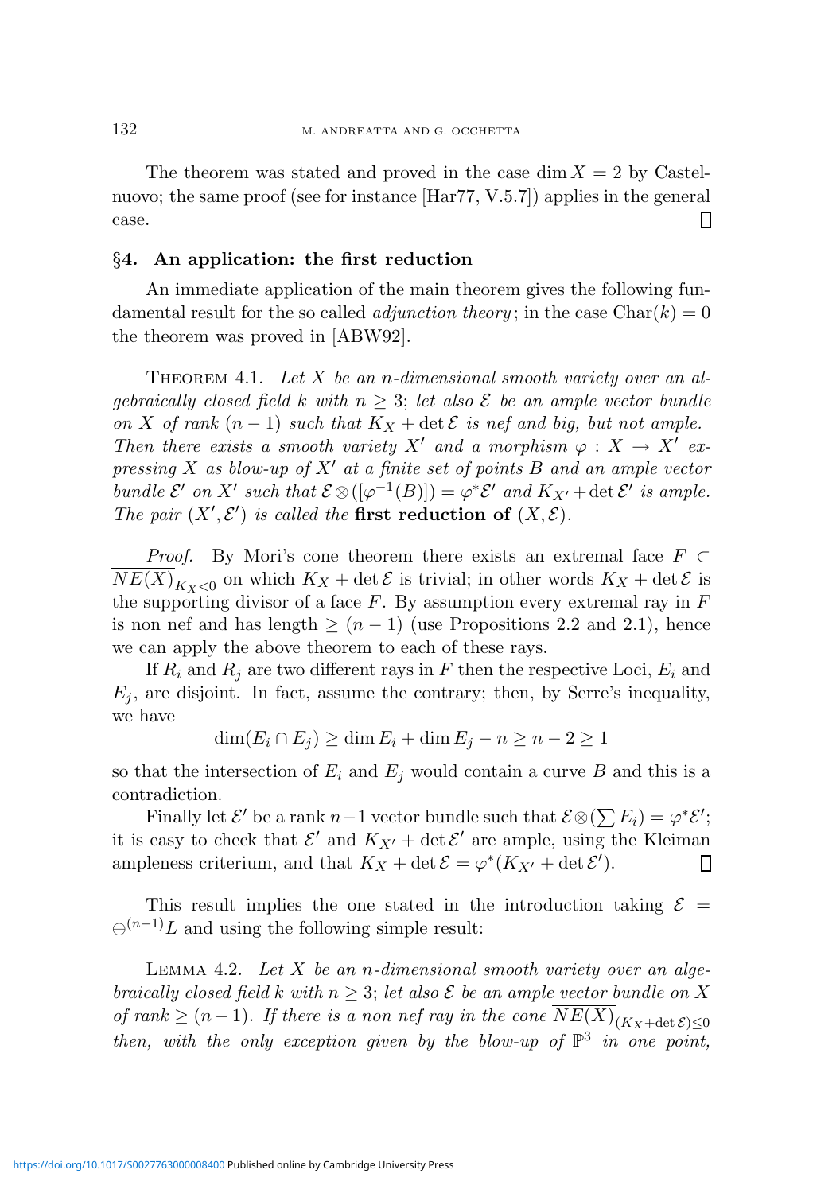The theorem was stated and proved in the case $\dim X = 2$ by Castelnuovo; the same proof (see for instance [Har77, V.5.7]) applies in the general case. $\square$

## §4. An application: the first reduction

An immediate application of the main theorem gives the following fundamental result for the so called *adjunction theory*; in the case $\mathrm{Char}(k) = 0$ the theorem was proved in [ABW92].

Theorem 4.1. *Let $X$ be an $n$-dimensional smooth variety over an algebraically closed field $k$ with $n \geq 3$; let also $\mathcal{E}$ be an ample vector bundle on $X$ of rank $(n-1)$ such that $K_X + \det \mathcal{E}$ is nef and big, but not ample. Then there exists a smooth variety $X'$ and a morphism $\varphi : X \to X'$ expressing $X$ as blow-up of $X'$ at a finite set of points $B$ and an ample vector bundle $\mathcal{E}'$ on $X'$ such that $\mathcal{E} \otimes ([\varphi^{-1}(B)]) = \varphi^* \mathcal{E}'$ and $K_{X'} + \det \mathcal{E}'$ is ample. The pair $(X', \mathcal{E}')$ is called the* **first reduction of** *$(X, \mathcal{E})$.*

*Proof.* By Mori's cone theorem there exists an extremal face $F \subset \overline{NE(X)}_{K_X<0}$ on which $K_X + \det \mathcal{E}$ is trivial; in other words $K_X + \det \mathcal{E}$ is the supporting divisor of a face $F$. By assumption every extremal ray in $F$ is non nef and has length $\geq (n-1)$ (use Propositions 2.2 and 2.1), hence we can apply the above theorem to each of these rays.

If $R_i$ and $R_j$ are two different rays in $F$ then the respective Loci, $E_i$ and $E_j$, are disjoint. In fact, assume the contrary; then, by Serre's inequality, we have

$$\dim(E_i \cap E_j) \geq \dim E_i + \dim E_j - n \geq n - 2 \geq 1$$

so that the intersection of $E_i$ and $E_j$ would contain a curve $B$ and this is a contradiction.

Finally let $\mathcal{E}'$ be a rank $n-1$ vector bundle such that $\mathcal{E} \otimes (\sum E_i) = \varphi^* \mathcal{E}'$; it is easy to check that $\mathcal{E}'$ and $K_{X'} + \det \mathcal{E}'$ are ample, using the Kleiman ampleness criterium, and that $K_X + \det \mathcal{E} = \varphi^*(K_{X'} + \det \mathcal{E}')$. $\square$

This result implies the one stated in the introduction taking $\mathcal{E} = \oplus^{(n-1)} L$ and using the following simple result:

Lemma 4.2. *Let $X$ be an $n$-dimensional smooth variety over an algebraically closed field $k$ with $n \geq 3$; let also $\mathcal{E}$ be an ample vector bundle on $X$ of rank $\geq (n-1)$. If there is a non nef ray in the cone $\overline{NE(X)}_{(K_X + \det \mathcal{E}) \leq 0}$ then, with the only exception given by the blow-up of $\mathbb{P}^3$ in one point,*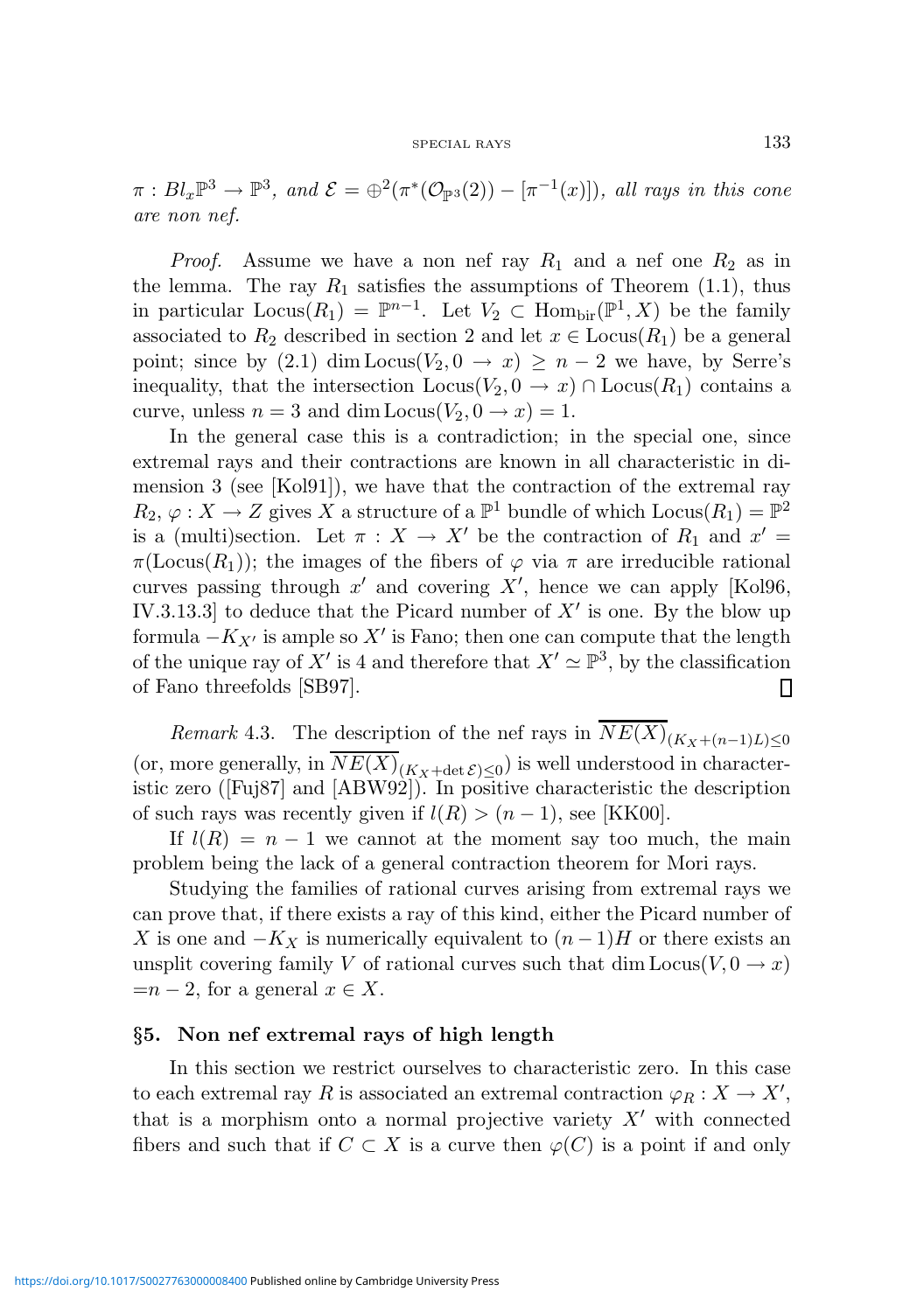*$\pi : Bl_x\mathbb{P}^3 \to \mathbb{P}^3$, and $\mathcal{E} = \oplus^2(\pi^*(\mathcal{O}_{\mathbb{P}^3}(2)) - [\pi^{-1}(x)])$, all rays in this cone are non nef.*

*Proof.* Assume we have a non nef ray $R_1$ and a nef one $R_2$ as in the lemma. The ray $R_1$ satisfies the assumptions of Theorem (1.1), thus in particular $\mathrm{Locus}(R_1) = \mathbb{P}^{n-1}$. Let $V_2 \subset \mathrm{Hom}_{\mathrm{bir}}(\mathbb{P}^1, X)$ be the family associated to $R_2$ described in section 2 and let $x \in \mathrm{Locus}(R_1)$ be a general point; since by (2.1) $\dim \mathrm{Locus}(V_2, 0 \to x) \geq n-2$ we have, by Serre's inequality, that the intersection $\mathrm{Locus}(V_2, 0 \to x) \cap \mathrm{Locus}(R_1)$ contains a curve, unless $n = 3$ and $\dim \mathrm{Locus}(V_2, 0 \to x) = 1$.

In the general case this is a contradiction; in the special one, since extremal rays and their contractions are known in all characteristic in dimension 3 (see [Kol91]), we have that the contraction of the extremal ray $R_2$, $\varphi : X \to Z$ gives $X$ a structure of a $\mathbb{P}^1$ bundle of which $\mathrm{Locus}(R_1) = \mathbb{P}^2$ is a (multi)section. Let $\pi : X \to X'$ be the contraction of $R_1$ and $x' = \pi(\mathrm{Locus}(R_1))$; the images of the fibers of $\varphi$ via $\pi$ are irreducible rational curves passing through $x'$ and covering $X'$, hence we can apply [Kol96, IV.3.13.3] to deduce that the Picard number of $X'$ is one. By the blow up formula $-K_{X'}$ is ample so $X'$ is Fano; then one can compute that the length of the unique ray of $X'$ is 4 and therefore that $X' \simeq \mathbb{P}^3$, by the classification of Fano threefolds [SB97]. □

*Remark* 4.3. The description of the nef rays in $\overline{NE(X)}_{(K_X+(n-1)L)\leq 0}$ (or, more generally, in $\overline{NE(X)}_{(K_X+\det \mathcal{E})\leq 0}$) is well understood in characteristic zero ([Fuj87] and [ABW92]). In positive characteristic the description of such rays was recently given if $l(R) > (n-1)$, see [KK00].

If $l(R) = n-1$ we cannot at the moment say too much, the main problem being the lack of a general contraction theorem for Mori rays.

Studying the families of rational curves arising from extremal rays we can prove that, if there exists a ray of this kind, either the Picard number of $X$ is one and $-K_X$ is numerically equivalent to $(n-1)H$ or there exists an unsplit covering family $V$ of rational curves such that $\dim \mathrm{Locus}(V, 0 \to x)$ $= n-2$, for a general $x \in X$.

## §5. Non nef extremal rays of high length

In this section we restrict ourselves to characteristic zero. In this case to each extremal ray $R$ is associated an extremal contraction $\varphi_R : X \to X'$, that is a morphism onto a normal projective variety $X'$ with connected fibers and such that if $C \subset X$ is a curve then $\varphi(C)$ is a point if and only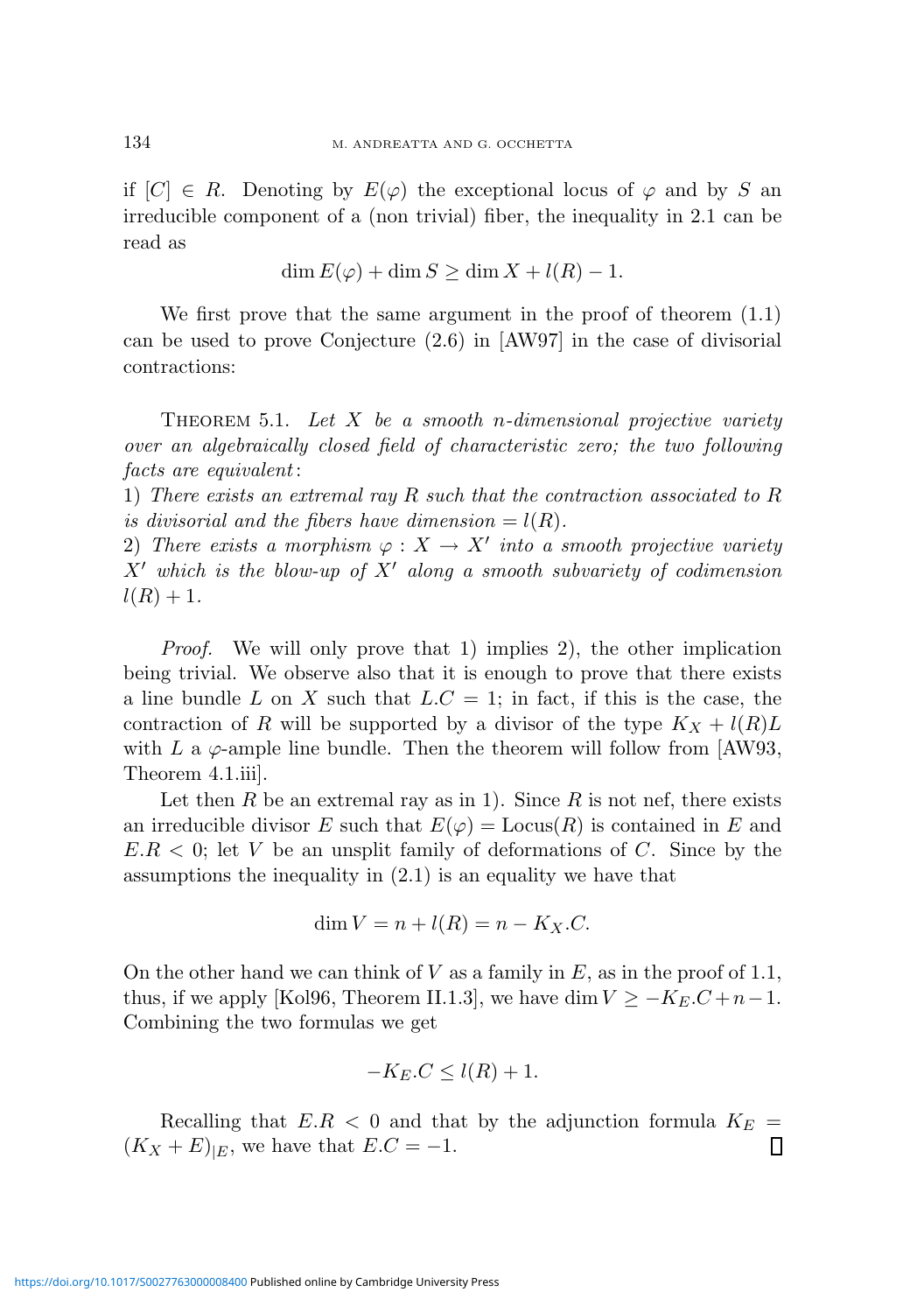if $[C] \in R$. Denoting by $E(\varphi)$ the exceptional locus of $\varphi$ and by $S$ an irreducible component of a (non trivial) fiber, the inequality in 2.1 can be read as

$$\dim E(\varphi) + \dim S \geq \dim X + l(R) - 1.$$

We first prove that the same argument in the proof of theorem (1.1) can be used to prove Conjecture (2.6) in [AW97] in the case of divisorial contractions:

THEOREM 5.1. *Let $X$ be a smooth $n$-dimensional projective variety over an algebraically closed field of characteristic zero; the two following facts are equivalent*:
1) *There exists an extremal ray $R$ such that the contraction associated to $R$ is divisorial and the fibers have dimension $= l(R)$.*
2) *There exists a morphism $\varphi : X \to X'$ into a smooth projective variety $X'$ which is the blow-up of $X'$ along a smooth subvariety of codimension $l(R) + 1$.*

*Proof.* We will only prove that 1) implies 2), the other implication being trivial. We observe also that it is enough to prove that there exists a line bundle $L$ on $X$ such that $L.C = 1$; in fact, if this is the case, the contraction of $R$ will be supported by a divisor of the type $K_X + l(R)L$ with $L$ a $\varphi$-ample line bundle. Then the theorem will follow from [AW93, Theorem 4.1.iii].

Let then $R$ be an extremal ray as in 1). Since $R$ is not nef, there exists an irreducible divisor $E$ such that $E(\varphi) = \text{Locus}(R)$ is contained in $E$ and $E.R < 0$; let $V$ be an unsplit family of deformations of $C$. Since by the assumptions the inequality in (2.1) is an equality we have that

$$\dim V = n + l(R) = n - K_X.C.$$

On the other hand we can think of $V$ as a family in $E$, as in the proof of 1.1, thus, if we apply [Kol96, Theorem II.1.3], we have $\dim V \geq -K_E.C + n - 1$. Combining the two formulas we get

$$-K_E.C \leq l(R) + 1.$$

Recalling that $E.R < 0$ and that by the adjunction formula $K_E = (K_X + E)_{|E}$, we have that $E.C = -1$. ◻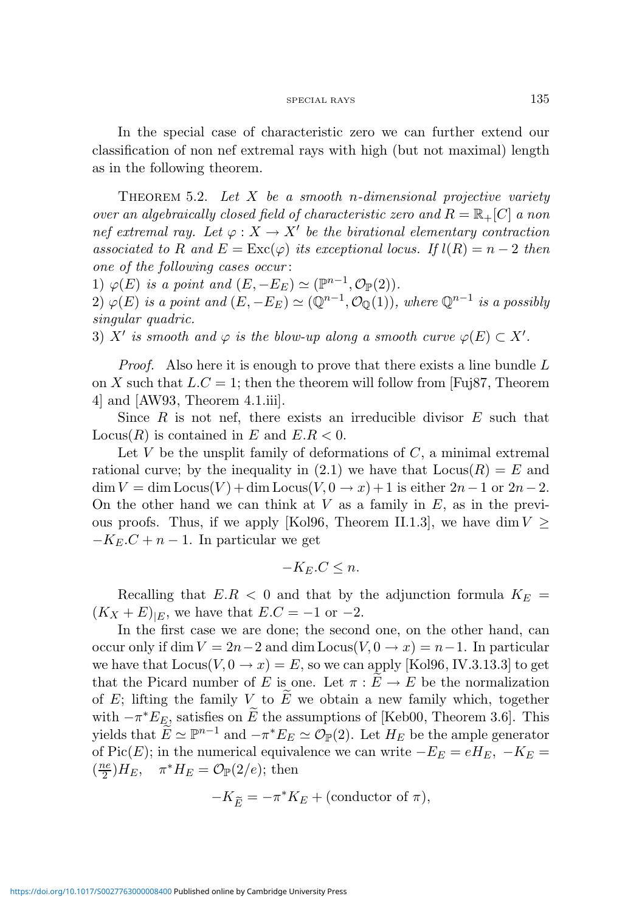In the special case of characteristic zero we can further extend our classification of non nef extremal rays with high (but not maximal) length as in the following theorem.

Theorem 5.2. *Let $X$ be a smooth $n$-dimensional projective variety over an algebraically closed field of characteristic zero and $R = \mathbb{R}_+[C]$ a non nef extremal ray. Let $\varphi : X \to X'$ be the birational elementary contraction associated to $R$ and $E = \mathrm{Exc}(\varphi)$ its exceptional locus. If $l(R) = n-2$ then one of the following cases occur:*

*1) $\varphi(E)$ is a point and $(E, -E_E) \simeq (\mathbb{P}^{n-1}, \mathcal{O}_{\mathbb{P}}(2))$.*

*2) $\varphi(E)$ is a point and $(E, -E_E) \simeq (\mathbb{Q}^{n-1}, \mathcal{O}_{\mathbb{Q}}(1))$, where $\mathbb{Q}^{n-1}$ is a possibly singular quadric.*

*3) $X'$ is smooth and $\varphi$ is the blow-up along a smooth curve $\varphi(E) \subset X'$.*

*Proof.* Also here it is enough to prove that there exists a line bundle $L$ on $X$ such that $L.C = 1$; then the theorem will follow from [Fuj87, Theorem 4] and [AW93, Theorem 4.1.iii].

Since $R$ is not nef, there exists an irreducible divisor $E$ such that $\mathrm{Locus}(R)$ is contained in $E$ and $E.R < 0$.

Let $V$ be the unsplit family of deformations of $C$, a minimal extremal rational curve; by the inequality in (2.1) we have that $\mathrm{Locus}(R) = E$ and $\dim V = \dim \mathrm{Locus}(V) + \dim \mathrm{Locus}(V, 0 \to x) + 1$ is either $2n-1$ or $2n-2$. On the other hand we can think at $V$ as a family in $E$, as in the previous proofs. Thus, if we apply [Kol96, Theorem II.1.3], we have $\dim V \geq -K_E.C + n - 1$. In particular we get

$$-K_E.C \leq n.$$

Recalling that $E.R < 0$ and that by the adjunction formula $K_E = (K_X + E)_{|E}$, we have that $E.C = -1$ or $-2$.

In the first case we are done; the second one, on the other hand, can occur only if $\dim V = 2n-2$ and $\dim \mathrm{Locus}(V, 0 \to x) = n-1$. In particular we have that $\mathrm{Locus}(V, 0 \to x) = E$, so we can apply [Kol96, IV.3.13.3] to get that the Picard number of $E$ is one. Let $\pi : \widetilde{E} \to E$ be the normalization of $E$; lifting the family $V$ to $\widetilde{E}$ we obtain a new family which, together with $-\pi^* E_E$, satisfies on $\widetilde{E}$ the assumptions of [Keb00, Theorem 3.6]. This yields that $\widetilde{E} \simeq \mathbb{P}^{n-1}$ and $-\pi^* E_E \simeq \mathcal{O}_{\mathbb{P}}(2)$. Let $H_E$ be the ample generator of $\mathrm{Pic}(E)$; in the numerical equivalence we can write $-E_E = eH_E$, $-K_E = (\frac{ne}{2})H_E$, $\quad \pi^* H_E = \mathcal{O}_{\mathbb{P}}(2/e)$; then

$$-K_{\widetilde{E}} = -\pi^* K_E + (\text{conductor of } \pi),$$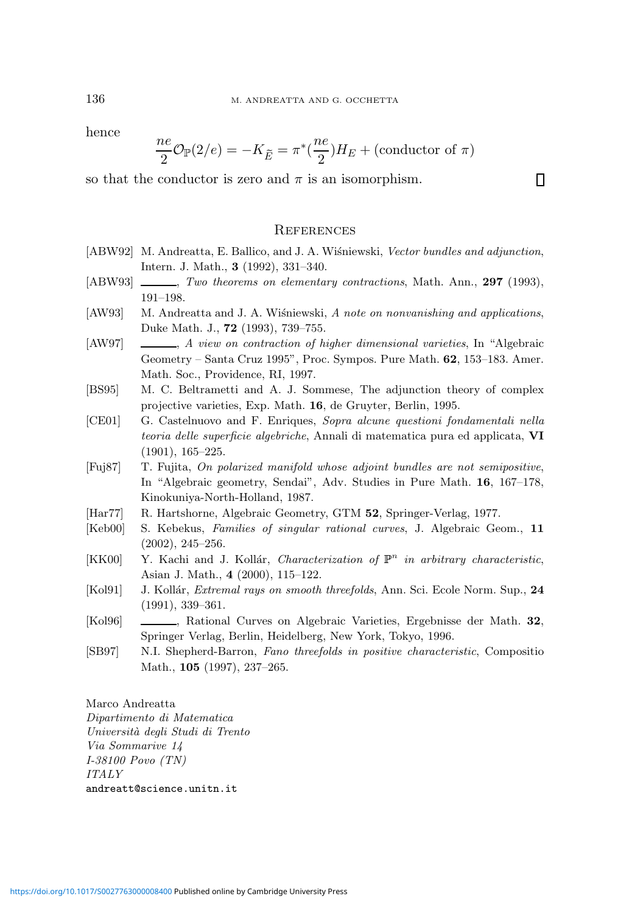hence

$$\frac{ne}{2}\mathcal{O}_{\mathbb{P}}(2/e) = -K_{\widetilde{E}} = \pi^*(\frac{ne}{2})H_E + (\text{conductor of } \pi)$$

so that the conductor is zero and $\pi$ is an isomorphism. $\square$

## References

[ABW92] M. Andreatta, E. Ballico, and J. A. Wiśniewski, *Vector bundles and adjunction*, Intern. J. Math., **3** (1992), 331–340.

[ABW93] ———, *Two theorems on elementary contractions*, Math. Ann., **297** (1993), 191–198.

[AW93] M. Andreatta and J. A. Wiśniewski, *A note on nonvanishing and applications*, Duke Math. J., **72** (1993), 739–755.

[AW97] ———, *A view on contraction of higher dimensional varieties*, In "Algebraic Geometry – Santa Cruz 1995", Proc. Sympos. Pure Math. **62**, 153–183. Amer. Math. Soc., Providence, RI, 1997.

[BS95] M. C. Beltrametti and A. J. Sommese, The adjunction theory of complex projective varieties, Exp. Math. **16**, de Gruyter, Berlin, 1995.

[CE01] G. Castelnuovo and F. Enriques, *Sopra alcune questioni fondamentali nella teoria delle superficie algebriche*, Annali di matematica pura ed applicata, **VI** (1901), 165–225.

[Fuj87] T. Fujita, *On polarized manifold whose adjoint bundles are not semipositive*, In "Algebraic geometry, Sendai", Adv. Studies in Pure Math. **16**, 167–178, Kinokuniya-North-Holland, 1987.

[Har77] R. Hartshorne, Algebraic Geometry, GTM **52**, Springer-Verlag, 1977.

[Keb00] S. Kebekus, *Families of singular rational curves*, J. Algebraic Geom., **11** (2002), 245–256.

[KK00] Y. Kachi and J. Kollár, *Characterization of $\mathbb{P}^n$ in arbitrary characteristic*, Asian J. Math., **4** (2000), 115–122.

[Kol91] J. Kollár, *Extremal rays on smooth threefolds*, Ann. Sci. Ecole Norm. Sup., **24** (1991), 339–361.

[Kol96] ———, Rational Curves on Algebraic Varieties, Ergebnisse der Math. **32**, Springer Verlag, Berlin, Heidelberg, New York, Tokyo, 1996.

[SB97] N.I. Shepherd-Barron, *Fano threefolds in positive characteristic*, Compositio Math., **105** (1997), 237–265.

Marco Andreatta
*Dipartimento di Matematica*
*Università degli Studi di Trento*
*Via Sommarive 14*
*I-38100 Povo (TN)*
*ITALY*
andreatt@science.unitn.it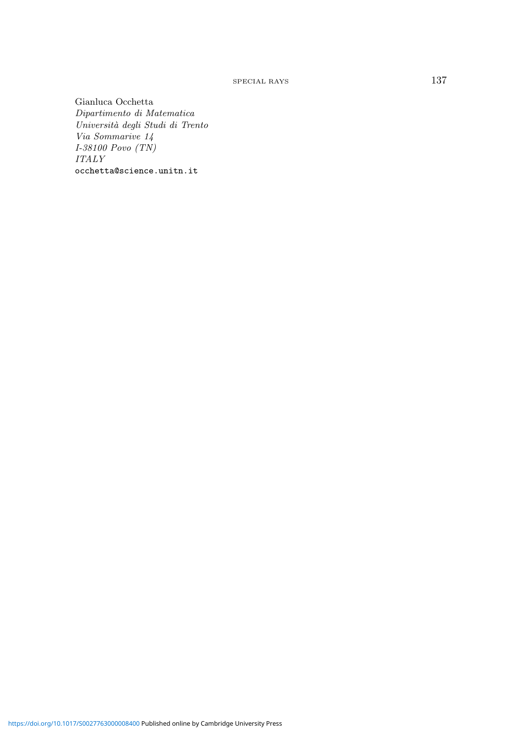Gianluca Occhetta
*Dipartimento di Matematica*
*Università degli Studi di Trento*
*Via Sommarive 14*
*I-38100 Povo (TN)*
*ITALY*
occhetta@science.unitn.it

https://doi.org/10.1017/S0027763000008400 Published online by Cambridge University Press